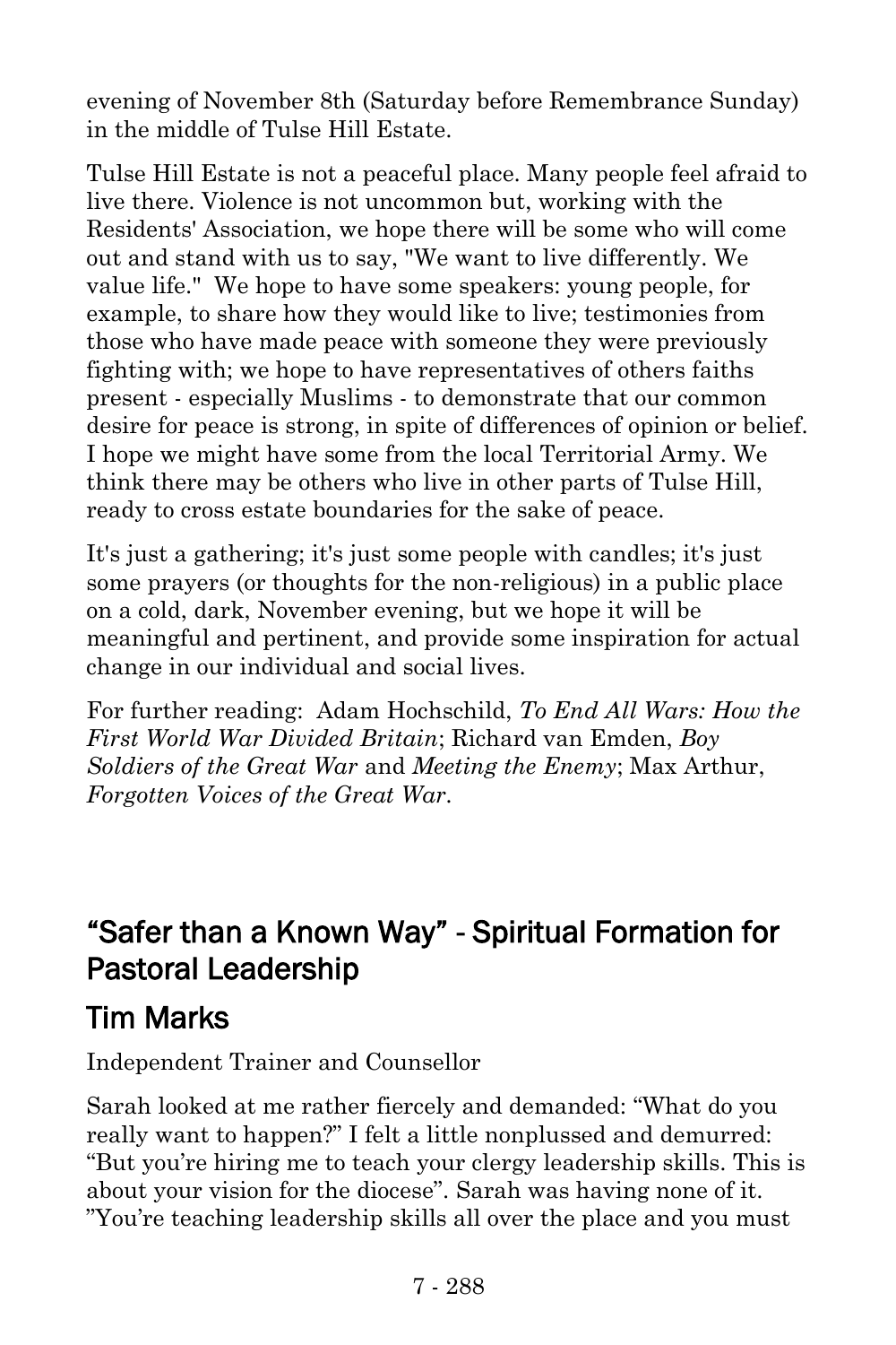evening of November 8th (Saturday before Remembrance Sunday) in the middle of Tulse Hill Estate.

Tulse Hill Estate is not a peaceful place. Many people feel afraid to live there. Violence is not uncommon but, working with the Residents' Association, we hope there will be some who will come out and stand with us to say, "We want to live differently. We value life."  We hope to have some speakers: young people, for example, to share how they would like to live; testimonies from those who have made peace with someone they were previously fighting with; we hope to have representatives of others faiths present - especially Muslims - to demonstrate that our common desire for peace is strong, in spite of differences of opinion or belief. I hope we might have some from the local Territorial Army. We think there may be others who live in other parts of Tulse Hill, ready to cross estate boundaries for the sake of peace.

It's just a gathering; it's just some people with candles; it's just some prayers (or thoughts for the non-religious) in a public place on a cold, dark, November evening, but we hope it will be meaningful and pertinent, and provide some inspiration for actual change in our individual and social lives.

For further reading:  Adam Hochschild, *To End All Wars: How the First World War Divided Britain*; Richard van Emden, *Boy Soldiers of the Great War* and *Meeting the Enemy*; Max Arthur, *Forgotten Voices of the Great War*.

## "Safer than a Known Way" - Spiritual Formation for Pastoral Leadership

## Tim Marks

Independent Trainer and Counsellor

Sarah looked at me rather fiercely and demanded: "What do you really want to happen?" I felt a little nonplussed and demurred: "But you're hiring me to teach your clergy leadership skills. This is about your vision for the diocese". Sarah was having none of it. "You're teaching leadership skills all over the place and you must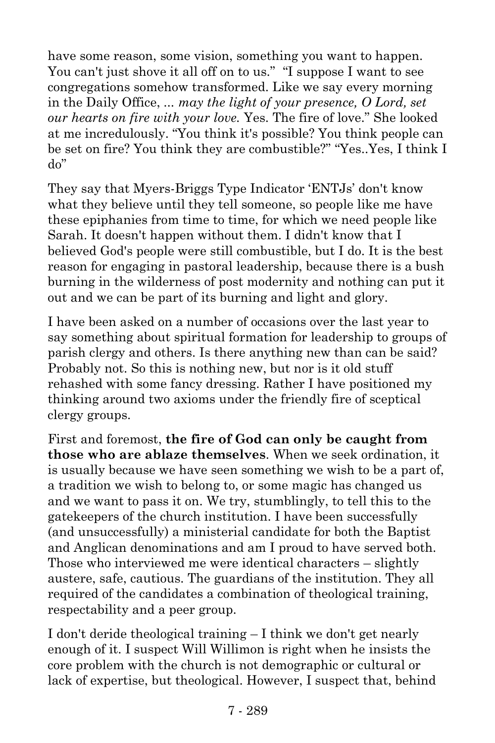have some reason, some vision, something you want to happen. You can't just shove it all off on to us." "I suppose I want to see congregations somehow transformed. Like we say every morning in the Daily Office, ... *may the light of your presence, O Lord, set our hearts on fire with your love.* Yes. The fire of love." She looked at me incredulously. "You think it's possible? You think people can be set on fire? You think they are combustible?" "Yes..Yes, I think I do"

They say that Myers-Briggs Type Indicator 'ENTJs' don't know what they believe until they tell someone, so people like me have these epiphanies from time to time, for which we need people like Sarah. It doesn't happen without them. I didn't know that I believed God's people were still combustible, but I do. It is the best reason for engaging in pastoral leadership, because there is a bush burning in the wilderness of post modernity and nothing can put it out and we can be part of its burning and light and glory.

I have been asked on a number of occasions over the last year to say something about spiritual formation for leadership to groups of parish clergy and others. Is there anything new than can be said? Probably not. So this is nothing new, but nor is it old stuff rehashed with some fancy dressing. Rather I have positioned my thinking around two axioms under the friendly fire of sceptical clergy groups.

First and foremost, **the fire of God can only be caught from those who are ablaze themselves**. When we seek ordination, it is usually because we have seen something we wish to be a part of, a tradition we wish to belong to, or some magic has changed us and we want to pass it on. We try, stumblingly, to tell this to the gatekeepers of the church institution. I have been successfully (and unsuccessfully) a ministerial candidate for both the Baptist and Anglican denominations and am I proud to have served both. Those who interviewed me were identical characters – slightly austere, safe, cautious. The guardians of the institution. They all required of the candidates a combination of theological training, respectability and a peer group.

I don't deride theological training – I think we don't get nearly enough of it. I suspect Will Willimon is right when he insists the core problem with the church is not demographic or cultural or lack of expertise, but theological. However, I suspect that, behind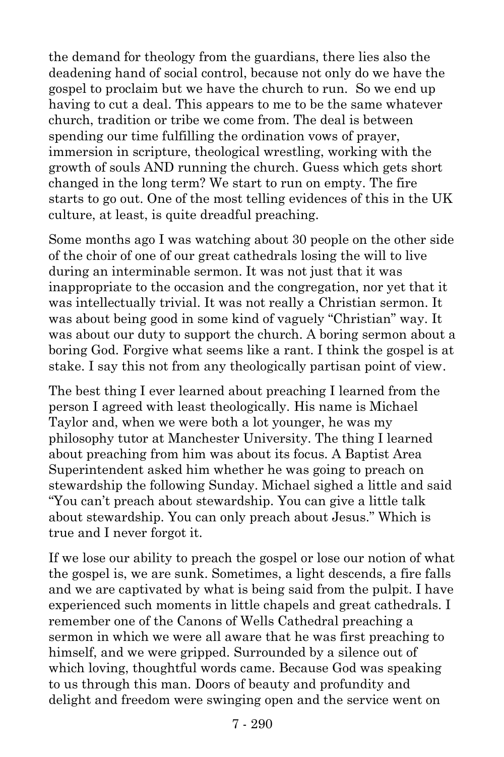the demand for theology from the guardians, there lies also the deadening hand of social control, because not only do we have the gospel to proclaim but we have the church to run. So we end up having to cut a deal. This appears to me to be the same whatever church, tradition or tribe we come from. The deal is between spending our time fulfilling the ordination vows of prayer, immersion in scripture, theological wrestling, working with the growth of souls AND running the church. Guess which gets short changed in the long term? We start to run on empty. The fire starts to go out. One of the most telling evidences of this in the UK culture, at least, is quite dreadful preaching.

Some months ago I was watching about 30 people on the other side of the choir of one of our great cathedrals losing the will to live during an interminable sermon. It was not just that it was inappropriate to the occasion and the congregation, nor yet that it was intellectually trivial. It was not really a Christian sermon. It was about being good in some kind of vaguely "Christian" way. It was about our duty to support the church. A boring sermon about a boring God. Forgive what seems like a rant. I think the gospel is at stake. I say this not from any theologically partisan point of view.

The best thing I ever learned about preaching I learned from the person I agreed with least theologically. His name is Michael Taylor and, when we were both a lot younger, he was my philosophy tutor at Manchester University. The thing I learned about preaching from him was about its focus. A Baptist Area Superintendent asked him whether he was going to preach on stewardship the following Sunday. Michael sighed a little and said "You can't preach about stewardship. You can give a little talk about stewardship. You can only preach about Jesus." Which is true and I never forgot it.

If we lose our ability to preach the gospel or lose our notion of what the gospel is, we are sunk. Sometimes, a light descends, a fire falls and we are captivated by what is being said from the pulpit. I have experienced such moments in little chapels and great cathedrals. I remember one of the Canons of Wells Cathedral preaching a sermon in which we were all aware that he was first preaching to himself, and we were gripped. Surrounded by a silence out of which loving, thoughtful words came. Because God was speaking to us through this man. Doors of beauty and profundity and delight and freedom were swinging open and the service went on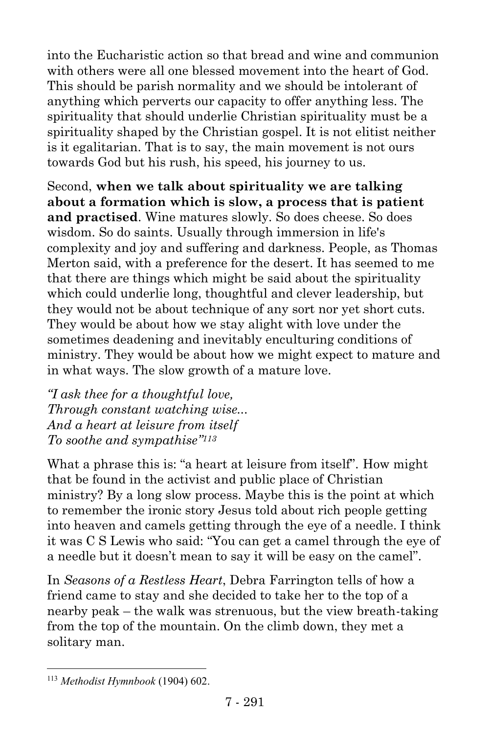into the Eucharistic action so that bread and wine and communion with others were all one blessed movement into the heart of God. This should be parish normality and we should be intolerant of anything which perverts our capacity to offer anything less. The spirituality that should underlie Christian spirituality must be a spirituality shaped by the Christian gospel. It is not elitist neither is it egalitarian. That is to say, the main movement is not ours towards God but his rush, his speed, his journey to us.

Second, **when we talk about spirituality we are talking about a formation which is slow, a process that is patient and practised**. Wine matures slowly. So does cheese. So does wisdom. So do saints. Usually through immersion in life's complexity and joy and suffering and darkness. People, as Thomas Merton said, with a preference for the desert. It has seemed to me that there are things which might be said about the spirituality which could underlie long, thoughtful and clever leadership, but they would not be about technique of any sort nor yet short cuts. They would be about how we stay alight with love under the sometimes deadening and inevitably enculturing conditions of ministry. They would be about how we might expect to mature and in what ways. The slow growth of a mature love.

*"I ask thee for a thoughtful love,*
*Through constant watching wise...*
*And a heart at leisure from itself*
*To soothe and sympathise"*[113]

What a phrase this is: "a heart at leisure from itself". How might that be found in the activist and public place of Christian ministry? By a long slow process. Maybe this is the point at which to remember the ironic story Jesus told about rich people getting into heaven and camels getting through the eye of a needle. I think it was C S Lewis who said: "You can get a camel through the eye of a needle but it doesn't mean to say it will be easy on the camel".

In *Seasons of a Restless Heart*, Debra Farrington tells of how a friend came to stay and she decided to take her to the top of a nearby peak – the walk was strenuous, but the view breath-taking from the top of the mountain. On the climb down, they met a solitary man.

---

[113] *Methodist Hymnbook* (1904) 602.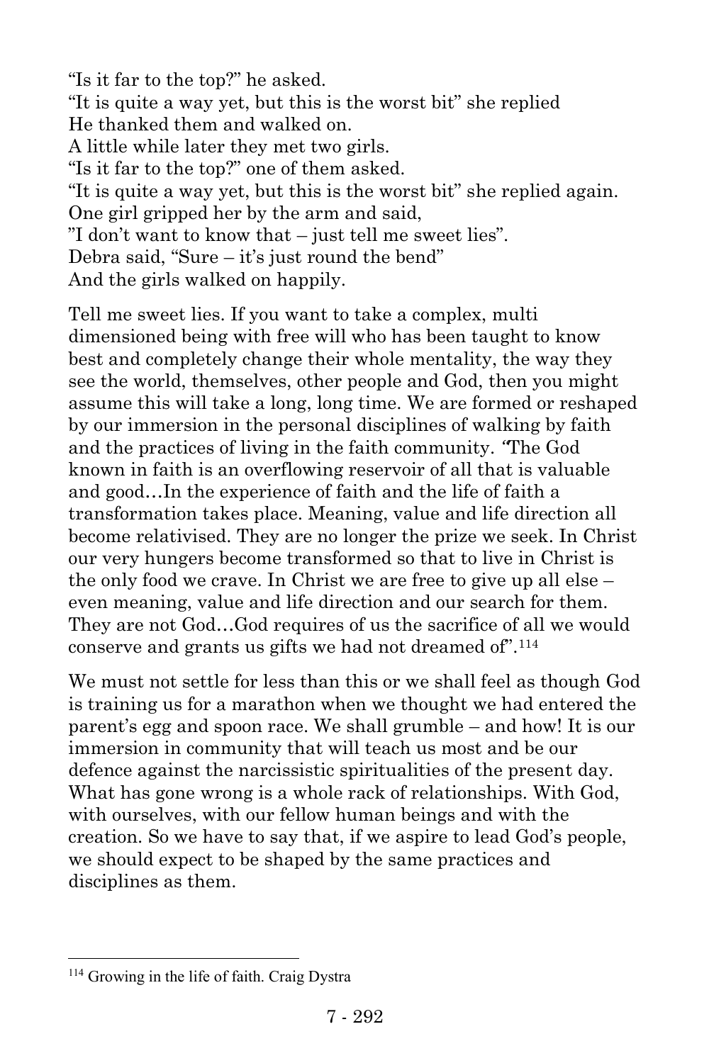"Is it far to the top?" he asked.
"It is quite a way yet, but this is the worst bit" she replied
He thanked them and walked on.
A little while later they met two girls.
"Is it far to the top?" one of them asked.
"It is quite a way yet, but this is the worst bit" she replied again.
One girl gripped her by the arm and said,
"I don't want to know that – just tell me sweet lies".
Debra said, "Sure – it's just round the bend"
And the girls walked on happily.

Tell me sweet lies. If you want to take a complex, multi dimensioned being with free will who has been taught to know best and completely change their whole mentality, the way they see the world, themselves, other people and God, then you might assume this will take a long, long time. We are formed or reshaped by our immersion in the personal disciplines of walking by faith and the practices of living in the faith community. *"*The God known in faith is an overflowing reservoir of all that is valuable and good…In the experience of faith and the life of faith a transformation takes place. Meaning, value and life direction all become relativised. They are no longer the prize we seek. In Christ our very hungers become transformed so that to live in Christ is the only food we crave. In Christ we are free to give up all else – even meaning, value and life direction and our search for them. They are not God…God requires of us the sacrifice of all we would conserve and grants us gifts we had not dreamed of".[114]

We must not settle for less than this or we shall feel as though God is training us for a marathon when we thought we had entered the parent's egg and spoon race. We shall grumble – and how! It is our immersion in community that will teach us most and be our defence against the narcissistic spiritualities of the present day. What has gone wrong is a whole rack of relationships. With God, with ourselves, with our fellow human beings and with the creation. So we have to say that, if we aspire to lead God's people, we should expect to be shaped by the same practices and disciplines as them.

---

[114] Growing in the life of faith. Craig Dystra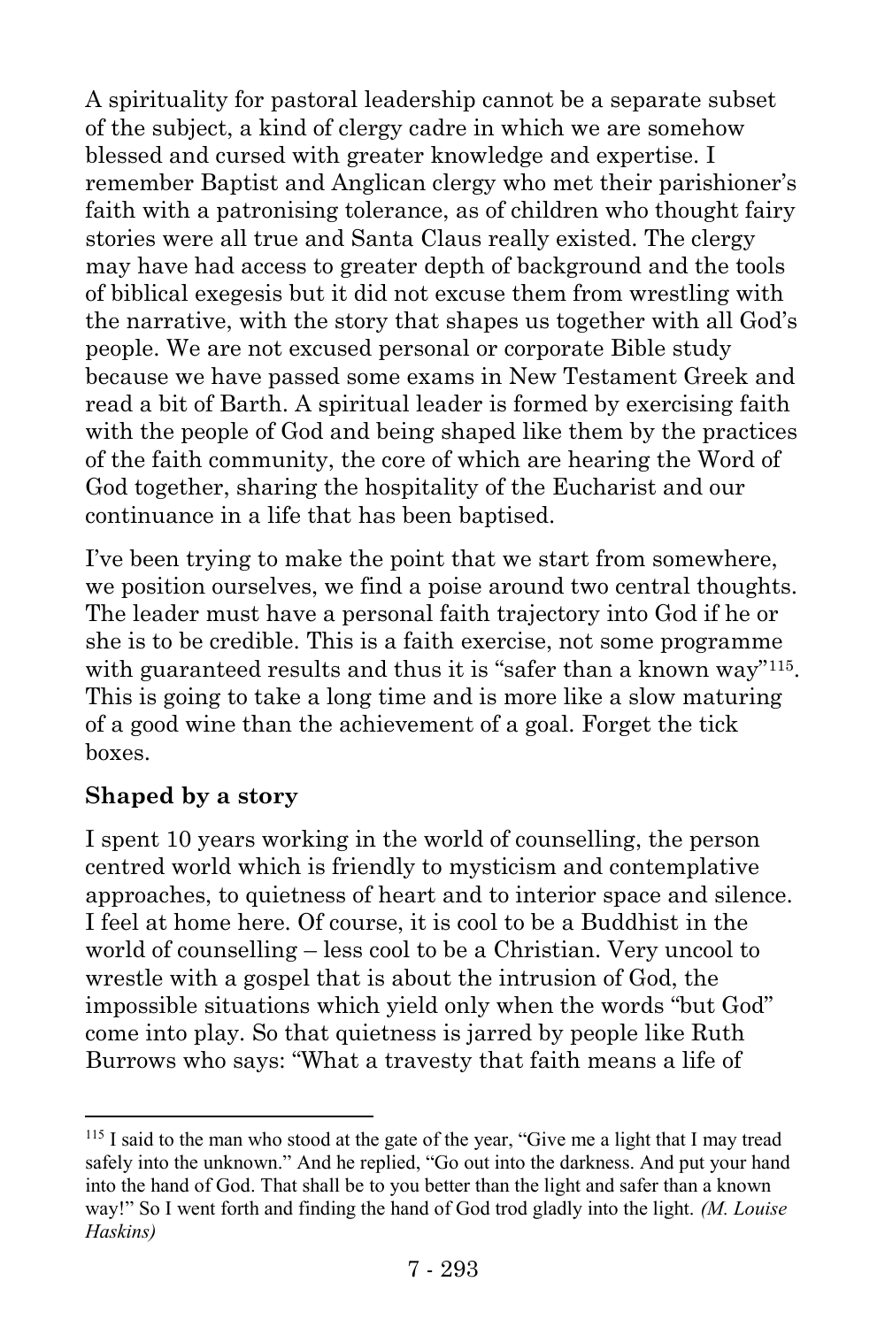A spirituality for pastoral leadership cannot be a separate subset of the subject, a kind of clergy cadre in which we are somehow blessed and cursed with greater knowledge and expertise. I remember Baptist and Anglican clergy who met their parishioner's faith with a patronising tolerance, as of children who thought fairy stories were all true and Santa Claus really existed. The clergy may have had access to greater depth of background and the tools of biblical exegesis but it did not excuse them from wrestling with the narrative, with the story that shapes us together with all God's people. We are not excused personal or corporate Bible study because we have passed some exams in New Testament Greek and read a bit of Barth. A spiritual leader is formed by exercising faith with the people of God and being shaped like them by the practices of the faith community, the core of which are hearing the Word of God together, sharing the hospitality of the Eucharist and our continuance in a life that has been baptised.

I've been trying to make the point that we start from somewhere, we position ourselves, we find a poise around two central thoughts. The leader must have a personal faith trajectory into God if he or she is to be credible. This is a faith exercise, not some programme with guaranteed results and thus it is "safer than a known way"[115]. This is going to take a long time and is more like a slow maturing of a good wine than the achievement of a goal. Forget the tick boxes.

**Shaped by a story**

I spent 10 years working in the world of counselling, the person centred world which is friendly to mysticism and contemplative approaches, to quietness of heart and to interior space and silence. I feel at home here. Of course, it is cool to be a Buddhist in the world of counselling – less cool to be a Christian. Very uncool to wrestle with a gospel that is about the intrusion of God, the impossible situations which yield only when the words "but God" come into play. So that quietness is jarred by people like Ruth Burrows who says: "What a travesty that faith means a life of

---

[115] I said to the man who stood at the gate of the year, "Give me a light that I may tread safely into the unknown." And he replied, "Go out into the darkness. And put your hand into the hand of God. That shall be to you better than the light and safer than a known way!" So I went forth and finding the hand of God trod gladly into the light. *(M. Louise Haskins)*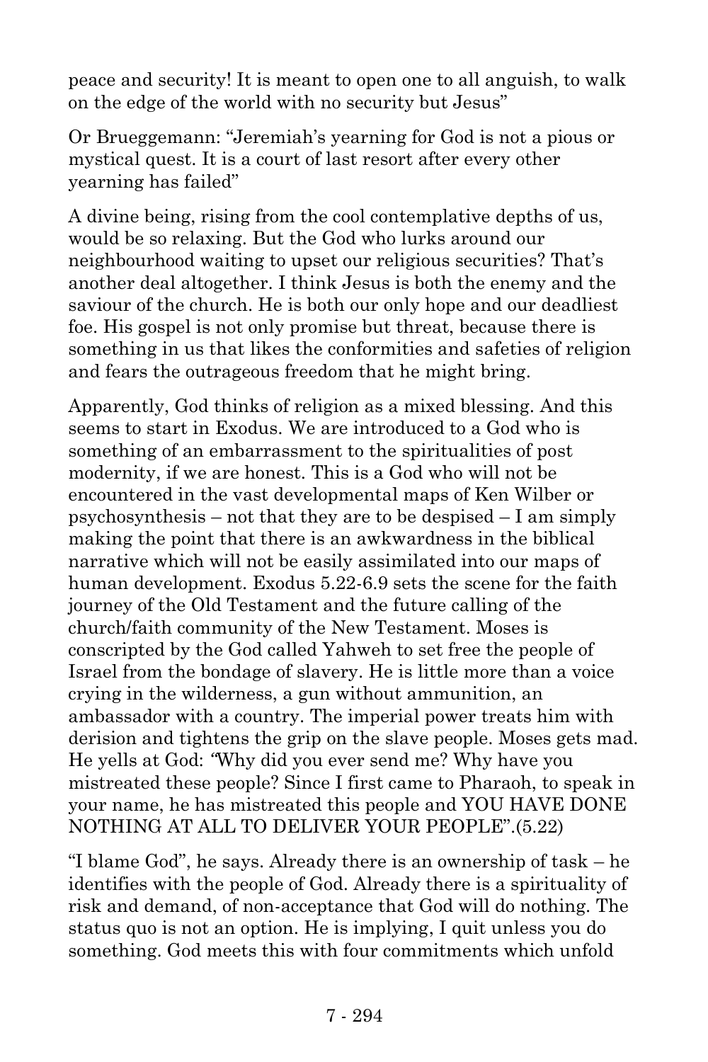peace and security! It is meant to open one to all anguish, to walk on the edge of the world with no security but Jesus"

Or Brueggemann: "Jeremiah's yearning for God is not a pious or mystical quest. It is a court of last resort after every other yearning has failed"

A divine being, rising from the cool contemplative depths of us, would be so relaxing. But the God who lurks around our neighbourhood waiting to upset our religious securities? That's another deal altogether. I think Jesus is both the enemy and the saviour of the church. He is both our only hope and our deadliest foe. His gospel is not only promise but threat, because there is something in us that likes the conformities and safeties of religion and fears the outrageous freedom that he might bring.

Apparently, God thinks of religion as a mixed blessing. And this seems to start in Exodus. We are introduced to a God who is something of an embarrassment to the spiritualities of post modernity, if we are honest. This is a God who will not be encountered in the vast developmental maps of Ken Wilber or psychosynthesis – not that they are to be despised – I am simply making the point that there is an awkwardness in the biblical narrative which will not be easily assimilated into our maps of human development. Exodus 5.22-6.9 sets the scene for the faith journey of the Old Testament and the future calling of the church/faith community of the New Testament. Moses is conscripted by the God called Yahweh to set free the people of Israel from the bondage of slavery. He is little more than a voice crying in the wilderness, a gun without ammunition, an ambassador with a country. The imperial power treats him with derision and tightens the grip on the slave people. Moses gets mad. He yells at God: "Why did you ever send me? Why have you mistreated these people? Since I first came to Pharaoh, to speak in your name, he has mistreated this people and YOU HAVE DONE NOTHING AT ALL TO DELIVER YOUR PEOPLE".(5.22)

"I blame God", he says. Already there is an ownership of task – he identifies with the people of God. Already there is a spirituality of risk and demand, of non-acceptance that God will do nothing. The status quo is not an option. He is implying, I quit unless you do something. God meets this with four commitments which unfold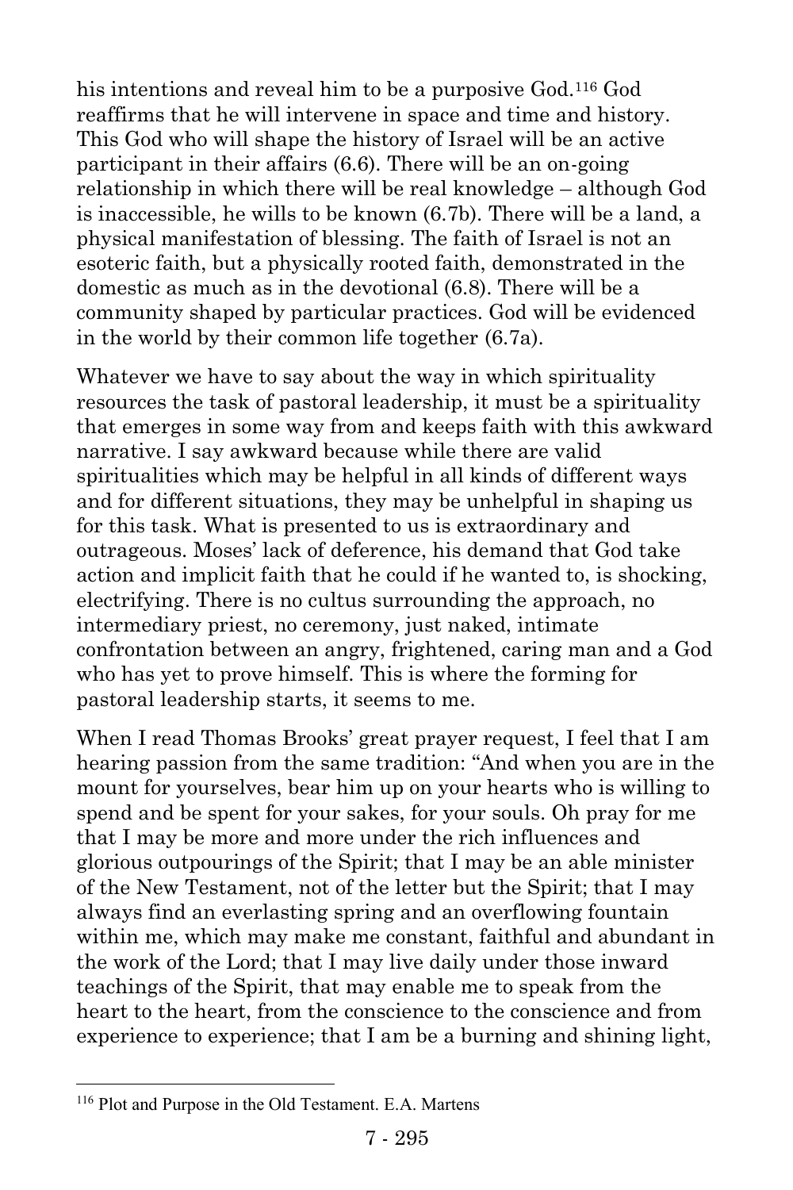his intentions and reveal him to be a purposive God.[116] God reaffirms that he will intervene in space and time and history. This God who will shape the history of Israel will be an active participant in their affairs (6.6). There will be an on-going relationship in which there will be real knowledge – although God is inaccessible, he wills to be known (6.7b). There will be a land, a physical manifestation of blessing. The faith of Israel is not an esoteric faith, but a physically rooted faith, demonstrated in the domestic as much as in the devotional (6.8). There will be a community shaped by particular practices. God will be evidenced in the world by their common life together (6.7a).

Whatever we have to say about the way in which spirituality resources the task of pastoral leadership, it must be a spirituality that emerges in some way from and keeps faith with this awkward narrative. I say awkward because while there are valid spiritualities which may be helpful in all kinds of different ways and for different situations, they may be unhelpful in shaping us for this task. What is presented to us is extraordinary and outrageous. Moses' lack of deference, his demand that God take action and implicit faith that he could if he wanted to, is shocking, electrifying. There is no cultus surrounding the approach, no intermediary priest, no ceremony, just naked, intimate confrontation between an angry, frightened, caring man and a God who has yet to prove himself. This is where the forming for pastoral leadership starts, it seems to me.

When I read Thomas Brooks' great prayer request, I feel that I am hearing passion from the same tradition: "And when you are in the mount for yourselves, bear him up on your hearts who is willing to spend and be spent for your sakes, for your souls. Oh pray for me that I may be more and more under the rich influences and glorious outpourings of the Spirit; that I may be an able minister of the New Testament, not of the letter but the Spirit; that I may always find an everlasting spring and an overflowing fountain within me, which may make me constant, faithful and abundant in the work of the Lord; that I may live daily under those inward teachings of the Spirit, that may enable me to speak from the heart to the heart, from the conscience to the conscience and from experience to experience; that I am be a burning and shining light,

[116] Plot and Purpose in the Old Testament. E.A. Martens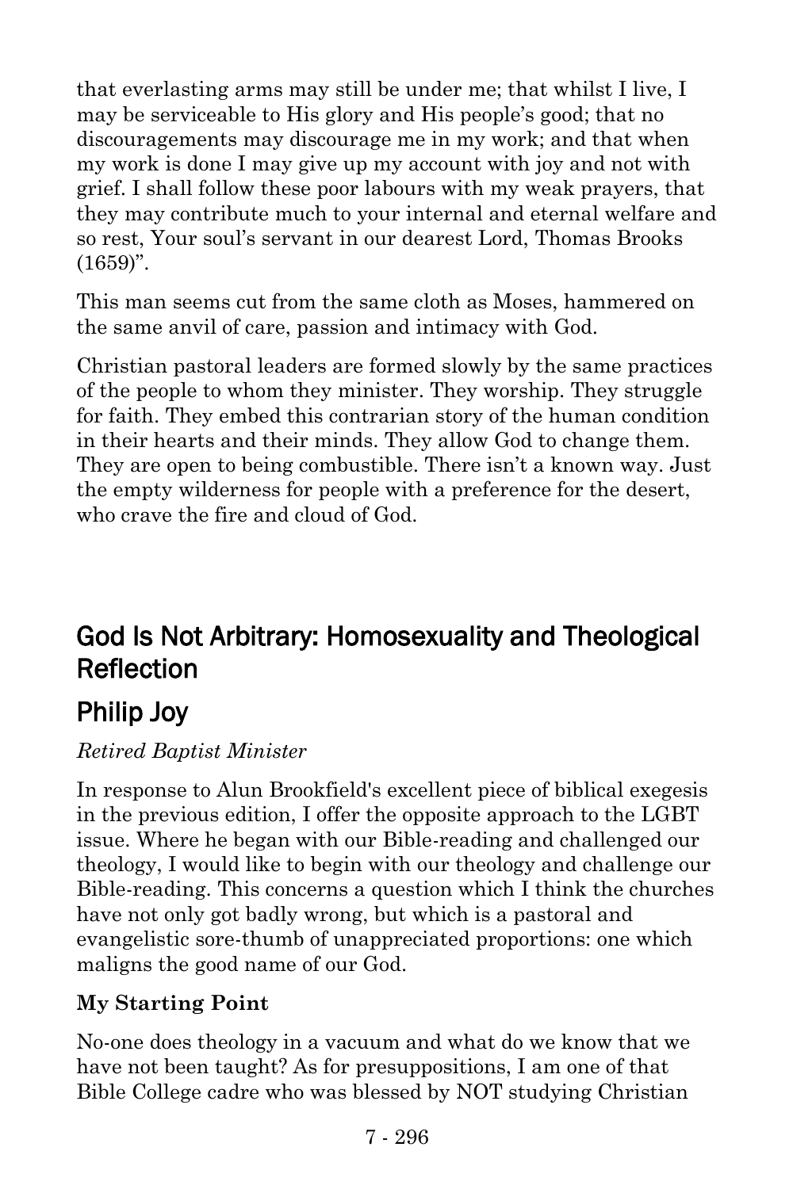that everlasting arms may still be under me; that whilst I live, I may be serviceable to His glory and His people's good; that no discouragements may discourage me in my work; and that when my work is done I may give up my account with joy and not with grief. I shall follow these poor labours with my weak prayers, that they may contribute much to your internal and eternal welfare and so rest, Your soul's servant in our dearest Lord, Thomas Brooks (1659)".

This man seems cut from the same cloth as Moses, hammered on the same anvil of care, passion and intimacy with God.

Christian pastoral leaders are formed slowly by the same practices of the people to whom they minister. They worship. They struggle for faith. They embed this contrarian story of the human condition in their hearts and their minds. They allow God to change them. They are open to being combustible. There isn't a known way. Just the empty wilderness for people with a preference for the desert, who crave the fire and cloud of God.

## God Is Not Arbitrary: Homosexuality and Theological Reflection

## Philip Joy

*Retired Baptist Minister*

In response to Alun Brookfield's excellent piece of biblical exegesis in the previous edition, I offer the opposite approach to the LGBT issue. Where he began with our Bible-reading and challenged our theology, I would like to begin with our theology and challenge our Bible-reading. This concerns a question which I think the churches have not only got badly wrong, but which is a pastoral and evangelistic sore-thumb of unappreciated proportions: one which maligns the good name of our God.

**My Starting Point**

No-one does theology in a vacuum and what do we know that we have not been taught? As for presuppositions, I am one of that Bible College cadre who was blessed by NOT studying Christian